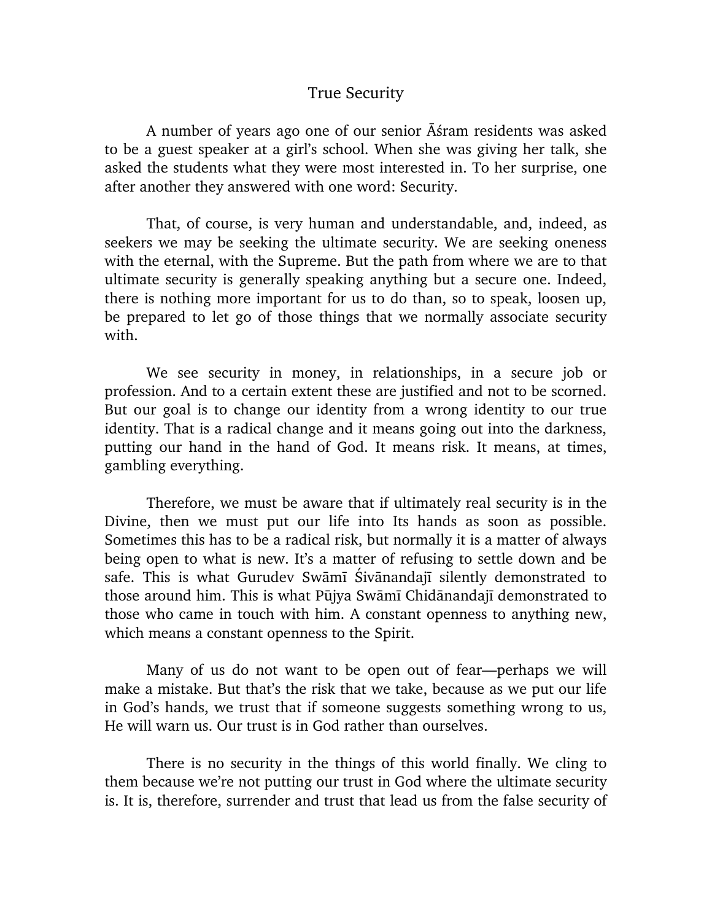# True Security

A number of years ago one of our senior Āśram residents was asked to be a guest speaker at a girl's school. When she was giving her talk, she asked the students what they were most interested in. To her surprise, one after another they answered with one word: Security.

That, of course, is very human and understandable, and, indeed, as seekers we may be seeking the ultimate security. We are seeking oneness with the eternal, with the Supreme. But the path from where we are to that ultimate security is generally speaking anything but a secure one. Indeed, there is nothing more important for us to do than, so to speak, loosen up, be prepared to let go of those things that we normally associate security with.

We see security in money, in relationships, in a secure job or profession. And to a certain extent these are justified and not to be scorned. But our goal is to change our identity from a wrong identity to our true identity. That is a radical change and it means going out into the darkness, putting our hand in the hand of God. It means risk. It means, at times, gambling everything.

Therefore, we must be aware that if ultimately real security is in the Divine, then we must put our life into Its hands as soon as possible. Sometimes this has to be a radical risk, but normally it is a matter of always being open to what is new. It's a matter of refusing to settle down and be safe. This is what Gurudev Swāmī Śivānandajī silently demonstrated to those around him. This is what Pūjya Swāmī Chidānandajī demonstrated to those who came in touch with him. A constant openness to anything new, which means a constant openness to the Spirit.

Many of us do not want to be open out of fear—perhaps we will make a mistake. But that's the risk that we take, because as we put our life in God's hands, we trust that if someone suggests something wrong to us, He will warn us. Our trust is in God rather than ourselves.

There is no security in the things of this world finally. We cling to them because we're not putting our trust in God where the ultimate security is. It is, therefore, surrender and trust that lead us from the false security of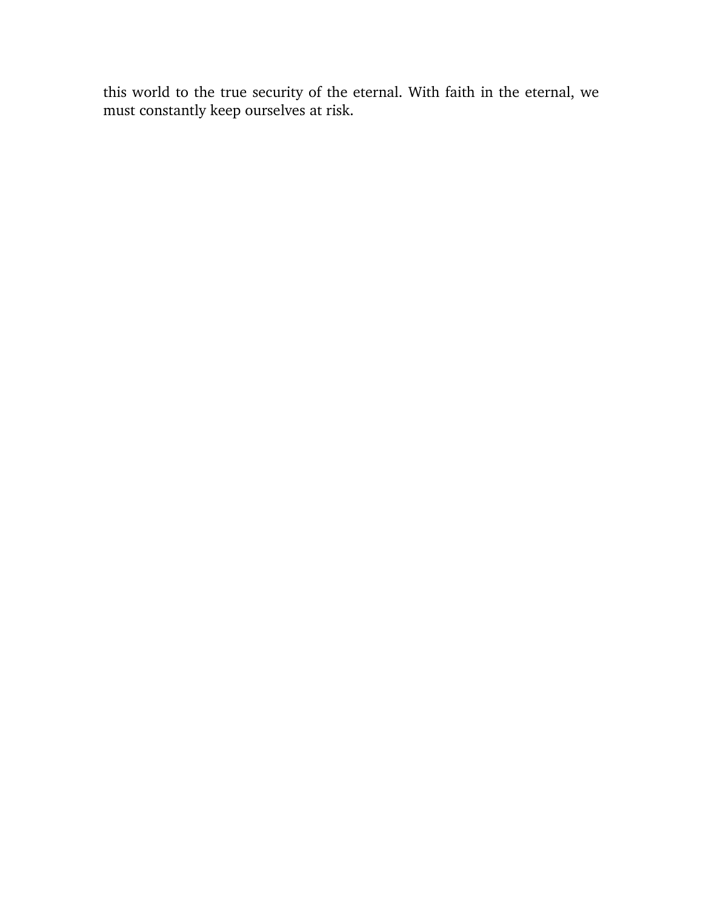this world to the true security of the eternal. With faith in the eternal, we must constantly keep ourselves at risk.